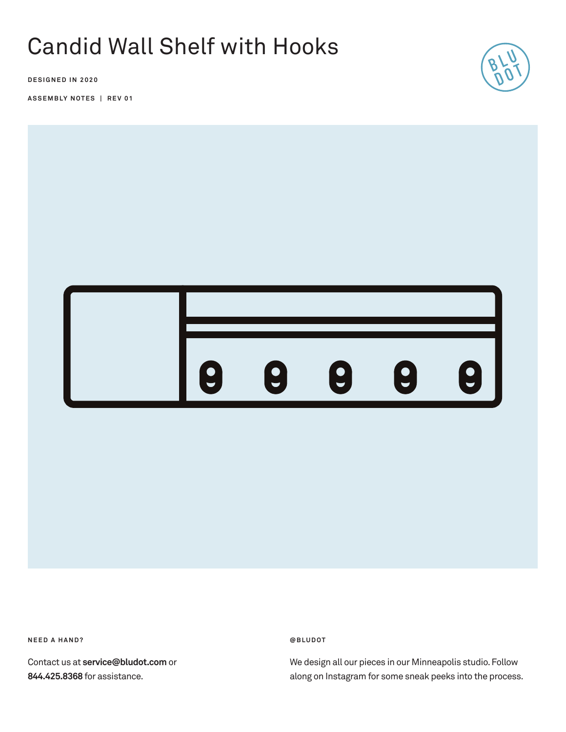# Candid Wall Shelf with Hooks

**DESIGNED IN 2020**

**ASSEMBLY NOTES | REV 01**

**NEED A HAND?**

Contact us at **service@bludot.com** or **844.425.8368** for assistance.

**@BLUDOT**

We design all our pieces in our Minneapolis studio. Follow along on Instagram for some sneak peeks into the process.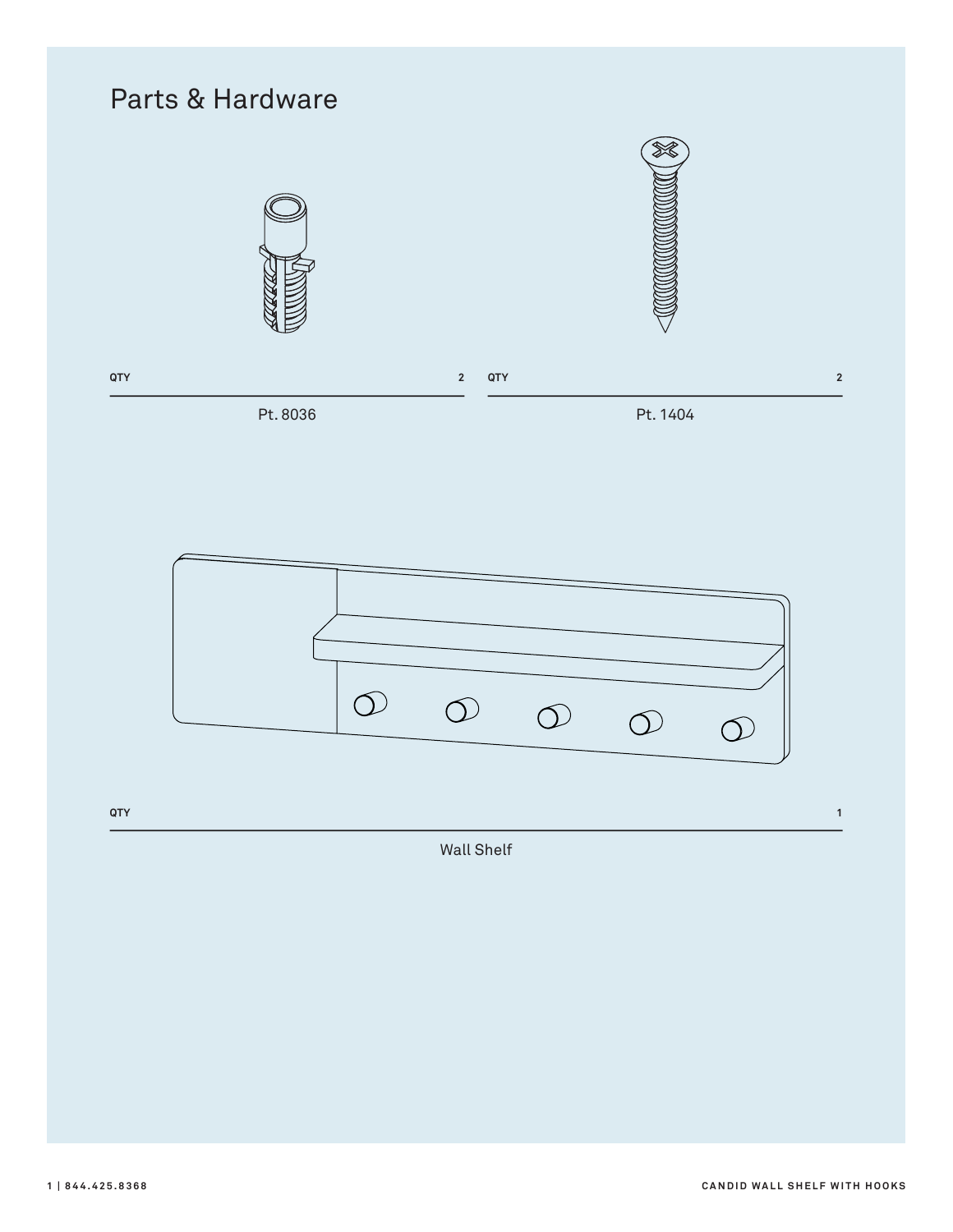## Parts & Hardware

| QTY | 2 |
|---|---|
| Pt. 8036 | |

| QTY | 2 |
|---|---|
| Pt. 1404 | |

| QTY | 1 |
|---|---|
| Wall Shelf | |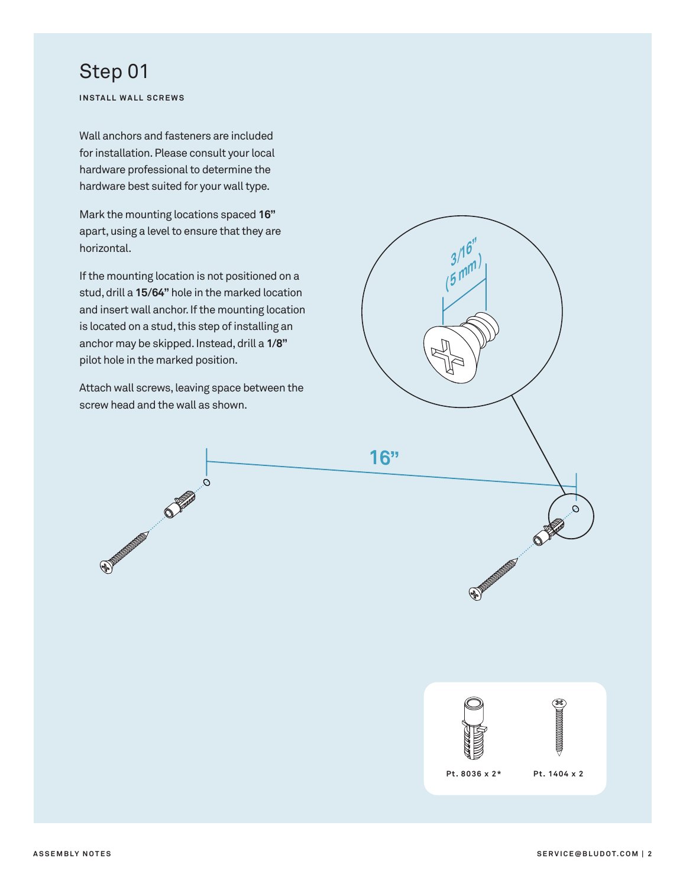# Step 01

**INSTALL WALL SCREWS**

Wall anchors and fasteners are included for installation. Please consult your local hardware professional to determine the hardware best suited for your wall type.

Mark the mounting locations spaced **16"** apart, using a level to ensure that they are horizontal.

If the mounting location is not positioned on a stud, drill a **15/64"** hole in the marked location and insert wall anchor. If the mounting location is located on a stud, this step of installing an anchor may be skipped. Instead, drill a **1/8"** pilot hole in the marked position.

Attach wall screws, leaving space between the screw head and the wall as shown.

3/16" (5 mm)

16"

Pt. 8036 x 2*

Pt. 1404 x 2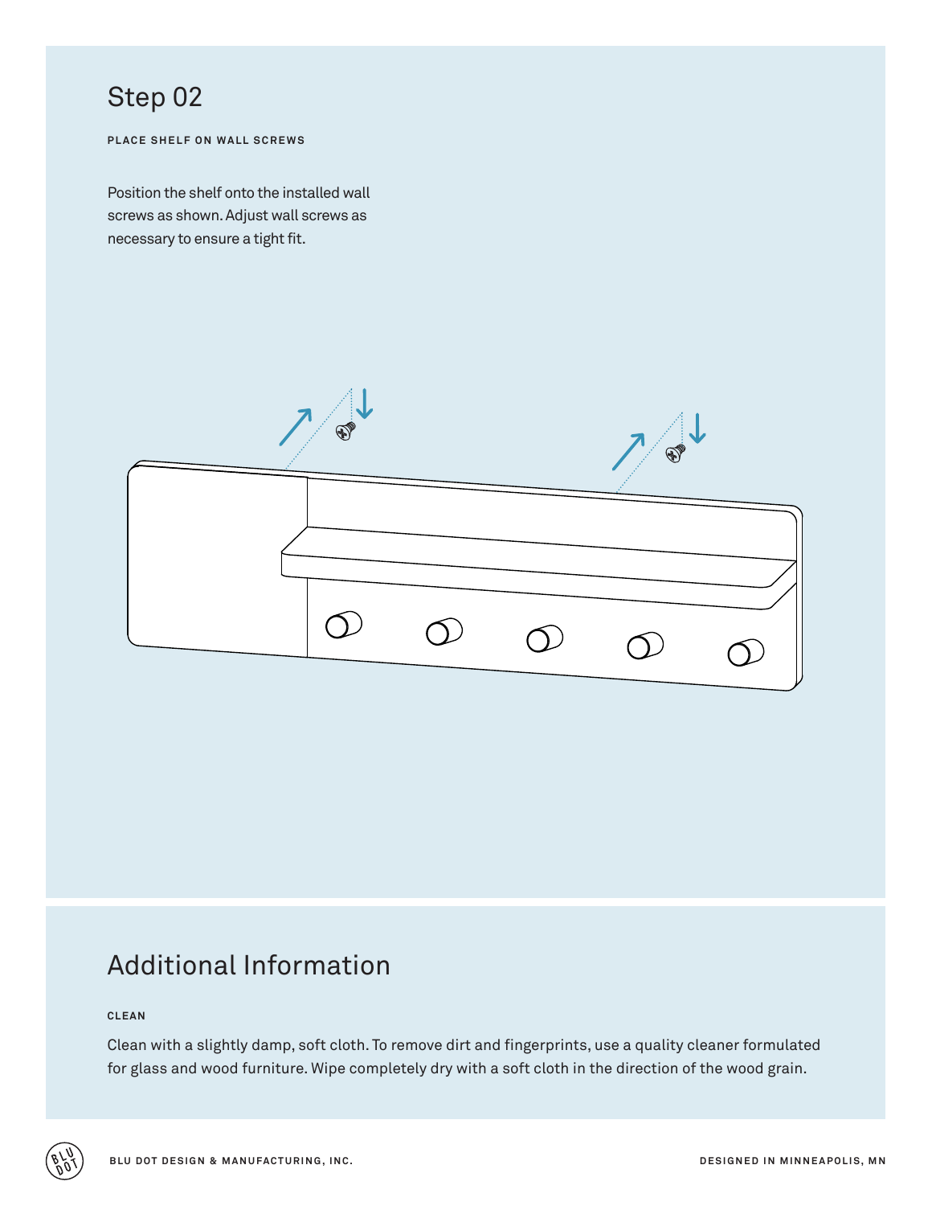## Step 02

**PLACE SHELF ON WALL SCREWS**

Position the shelf onto the installed wall screws as shown. Adjust wall screws as necessary to ensure a tight fit.

## Additional Information

**CLEAN**

Clean with a slightly damp, soft cloth. To remove dirt and fingerprints, use a quality cleaner formulated for glass and wood furniture. Wipe completely dry with a soft cloth in the direction of the wood grain.